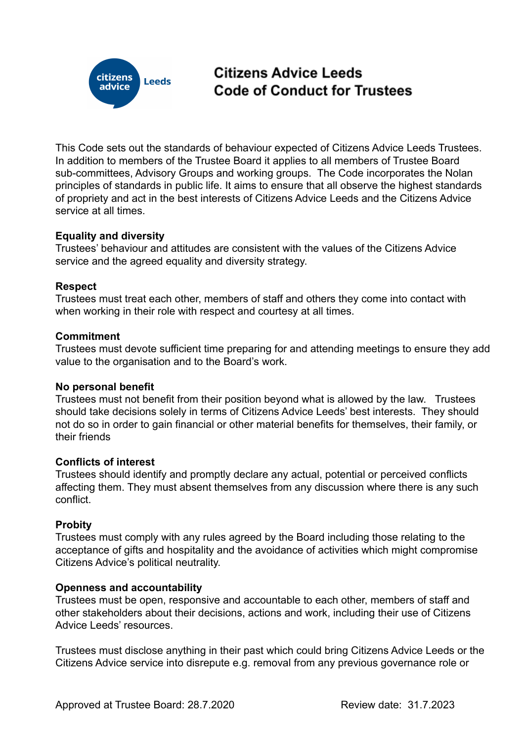# Citizens Advice Leeds
# Code of Conduct for Trustees

This Code sets out the standards of behaviour expected of Citizens Advice Leeds Trustees. In addition to members of the Trustee Board it applies to all members of Trustee Board sub-committees, Advisory Groups and working groups. The Code incorporates the Nolan principles of standards in public life. It aims to ensure that all observe the highest standards of propriety and act in the best interests of Citizens Advice Leeds and the Citizens Advice service at all times.

**Equality and diversity**
Trustees' behaviour and attitudes are consistent with the values of the Citizens Advice service and the agreed equality and diversity strategy.

**Respect**
Trustees must treat each other, members of staff and others they come into contact with when working in their role with respect and courtesy at all times.

**Commitment**
Trustees must devote sufficient time preparing for and attending meetings to ensure they add value to the organisation and to the Board's work.

**No personal benefit**
Trustees must not benefit from their position beyond what is allowed by the law. Trustees should take decisions solely in terms of Citizens Advice Leeds' best interests. They should not do so in order to gain financial or other material benefits for themselves, their family, or their friends

**Conflicts of interest**
Trustees should identify and promptly declare any actual, potential or perceived conflicts affecting them. They must absent themselves from any discussion where there is any such conflict.

**Probity**
Trustees must comply with any rules agreed by the Board including those relating to the acceptance of gifts and hospitality and the avoidance of activities which might compromise Citizens Advice's political neutrality.

**Openness and accountability**
Trustees must be open, responsive and accountable to each other, members of staff and other stakeholders about their decisions, actions and work, including their use of Citizens Advice Leeds' resources.

Trustees must disclose anything in their past which could bring Citizens Advice Leeds or the Citizens Advice service into disrepute e.g. removal from any previous governance role or

Approved at Trustee Board: 28.7.2020 Review date: 31.7.2023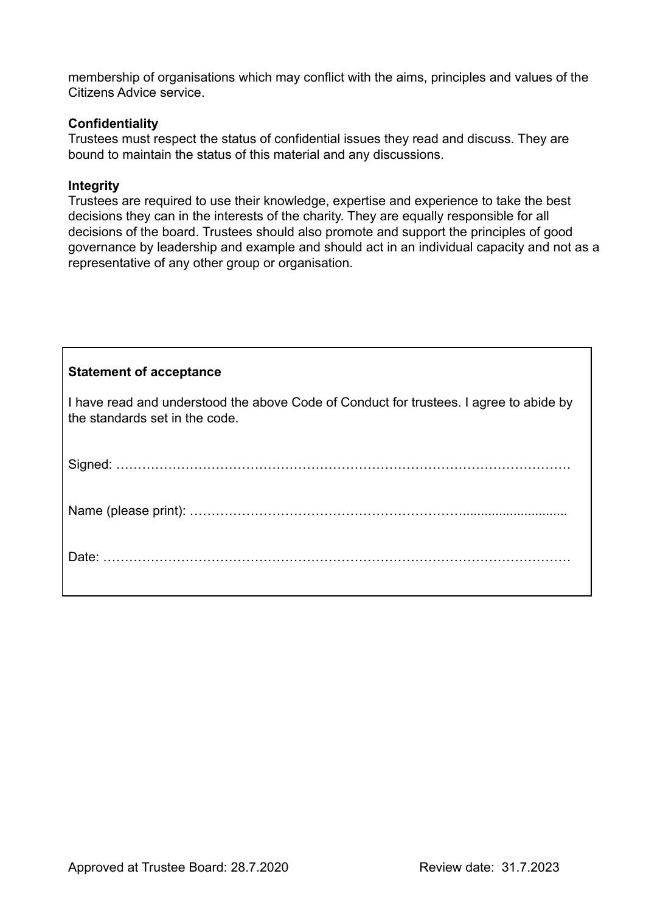membership of organisations which may conflict with the aims, principles and values of the Citizens Advice service.

**Confidentiality**

Trustees must respect the status of confidential issues they read and discuss. They are bound to maintain the status of this material and any discussions.

**Integrity**

Trustees are required to use their knowledge, expertise and experience to take the best decisions they can in the interests of the charity. They are equally responsible for all decisions of the board. Trustees should also promote and support the principles of good governance by leadership and example and should act in an individual capacity and not as a representative of any other group or organisation.

**Statement of acceptance**

I have read and understood the above Code of Conduct for trustees. I agree to abide by the standards set in the code.

Signed: …………………………………………………………………………………………

Name (please print): ……………………………………………………...........................

Date: ……………………………………………………………………………………………

Approved at Trustee Board: 28.7.2020    Review date: 31.7.2023